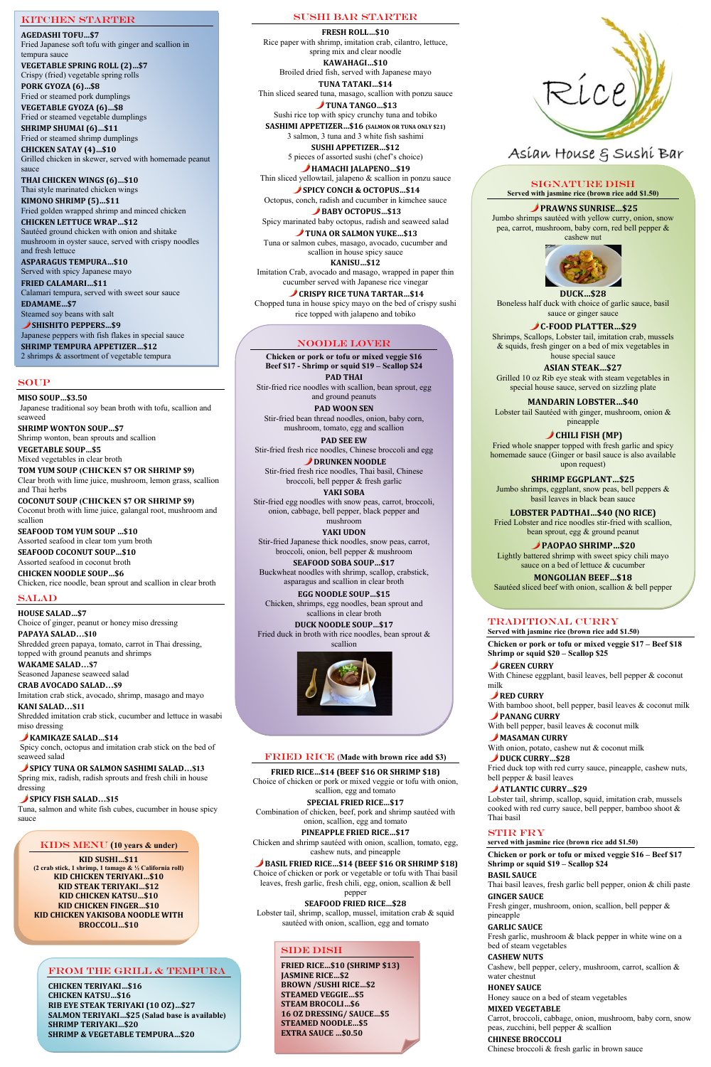# Rice Asian House & Sushi Bar

## KITCHEN STARTER

**AGEDASHI TOFU…$7**
Fried Japanese soft tofu with ginger and scallion in tempura sauce

**VEGETABLE SPRING ROLL (2)…$7**
Crispy (fried) vegetable spring rolls

**PORK GYOZA (6)…$8**
Fried or steamed pork dumplings

**VEGETABLE GYOZA (6)…$8**
Fried or steamed vegetable dumplings

**SHRIMP SHUMAI (6)…$11**
Fried or steamed shrimp dumplings

**CHICKEN SATAY (4)…$10**
Grilled chicken in skewer, served with homemade peanut sauce

**THAI CHICKEN WINGS (6)…$10**
Thai style marinated chicken wings

**KIMONO SHRIMP (5)…$11**
Fried golden wrapped shrimp and minced chicken

**CHICKEN LETTUCE WRAP…$12**
Sautéed ground chicken with onion and shitake mushroom in oyster sauce, served with crispy noodles and fresh lettuce

**ASPARAGUS TEMPURA…$10**
Served with spicy Japanese mayo

**FRIED CALAMARI…$11**
Calamari tempura, served with sweet sour sauce

**EDAMAME…$7**
Steamed soy beans with salt

**SHISHITO PEPPERS…$9**
Japanese peppers with fish flakes in special sauce

**SHRIMP TEMPURA APPETIZER…$12**
2 shrimps & assortment of vegetable tempura

## SOUP

**MISO SOUP…$3.50**
Japanese traditional soy bean broth with tofu, scallion and seaweed

**SHRIMP WONTON SOUP…$7**
Shrimp wonton, bean sprouts and scallion

**VEGETABLE SOUP…$5**
Mixed vegetables in clear broth

**TOM YUM SOUP (CHICKEN $7 OR SHRIMP $9)**
Clear broth with lime juice, mushroom, lemon grass, scallion and Thai herbs

**COCONUT SOUP (CHICKEN $7 OR SHRIMP $9)**
Coconut broth with lime juice, galangal root, mushroom and scallion

**SEAFOOD TOM YUM SOUP …$10**
Assorted seafood in clear tom yum broth

**SEAFOOD COCONUT SOUP…$10**
Assorted seafood in coconut broth

**CHICKEN NOODLE SOUP…$6**
Chicken, rice noodle, bean sprout and scallion in clear broth

## SALAD

**HOUSE SALAD…$7**
Choice of ginger, peanut or honey miso dressing

**PAPAYA SALAD…$10**
Shredded green papaya, tomato, carrot in Thai dressing, topped with ground peanuts and shrimps

**WAKAME SALAD…$7**
Seasoned Japanese seaweed salad

**CRAB AVOCADO SALAD…$9**
Imitation crab stick, avocado, shrimp, masago and mayo

**KANI SALAD…$11**
Shredded imitation crab stick, cucumber and lettuce in wasabi miso dressing

**KAMIKAZE SALAD…$14**
Spicy conch, octopus and imitation crab stick on the bed of seaweed salad

**SPICY TUNA OR SALMON SASHIMI SALAD…$13**
Spring mix, radish, radish sprouts and fresh chili in house dressing

**SPICY FISH SALAD…$15**
Tuna, salmon and white fish cubes, cucumber in house spicy sauce

## KIDS MENU (10 years & under)

**KID SUSHI…$11**
**(2 crab stick, 1 shrimp, 1 tamago & ½ California roll)**
**KID CHICKEN TERIYAKI…$10**
**KID STEAK TERIYAKI…$12**
**KID CHICKEN KATSU…$10**
**KID CHICKEN FINGER…$10**
**KID CHICKEN YAKISOBA NOODLE WITH BROCCOLI…$10**

## FROM THE GRILL & TEMPURA

**CHICKEN TERIYAKI…$16**
**CHICKEN KATSU…$16**
**RIB EYE STEAK TERIYAKI (10 OZ)…$27**
**SALMON TERIYAKI…$25 (Salad base is available)**
**SHRIMP TERIYAKI…$20**
**SHRIMP & VEGETABLE TEMPURA…$20**

## SUSHI BAR STARTER

**FRESH ROLL…$10**
Rice paper with shrimp, imitation crab, cilantro, lettuce, spring mix and clear noodle

**KAWAHAGI…$10**
Broiled dried fish, served with Japanese mayo

**TUNA TATAKI…$14**
Thin sliced seared tuna, masago, scallion with ponzu sauce

**TUNA TANGO…$13**
Sushi rice top with spicy crunchy tuna and tobiko

**SASHIMI APPETIZER…$16 (SALMON OR TUNA ONLY $21)**
3 salmon, 3 tuna and 3 white fish sashimi

**SUSHI APPETIZER…$12**
5 pieces of assorted sushi (chef's choice)

**HAMACHI JALAPENO…$19**
Thin sliced yellowtail, jalapeno & scallion in ponzu sauce

**SPICY CONCH & OCTOPUS…$14**
Octopus, conch, radish and cucumber in kimchee sauce

**BABY OCTOPUS…$13**
Spicy marinated baby octopus, radish and seaweed salad

**TUNA OR SALMON YUKE…$13**
Tuna or salmon cubes, masago, avocado, cucumber and scallion in house spicy sauce

**KANISU…$12**
Imitation Crab, avocado and masago, wrapped in paper thin cucumber served with Japanese rice vinegar

**CRISPY RICE TUNA TARTAR…$14**
Chopped tuna in house spicy mayo on the bed of crispy sushi rice topped with jalapeno and tobiko

## NOODLE LOVER

**Chicken or pork or tofu or mixed veggie $16**
**Beef $17 - Shrimp or squid $19 – Scallop $24**

**PAD THAI**
Stir-fried rice noodles with shrimp, bean sprout, egg and ground peanuts

**PAD WOON SEN**
Stir-fried bean thread noodles, onion, baby corn, mushroom, tomato, egg and scallion

**PAD SEE EW**
Stir-fried fresh rice noodles, Chinese broccoli and egg

**DRUNKEN NOODLE**
Stir-fried fresh rice noodles, Thai basil, Chinese broccoli, bell pepper & fresh garlic

**YAKI SOBA**
Stir-fried egg noodles with snow peas, carrot, broccoli, onion, cabbage, bell pepper, black pepper and mushroom

**YAKI UDON**
Stir-fried Japanese thick noodles, snow peas, carrot, broccoli, onion, bell pepper & mushroom

**SEAFOOD SOBA SOUP…$17**
Buckwheat noodles with shrimp, scallop, crabstick, asparagus and scallion in clear broth

**EGG NOODLE SOUP…$15**
Chicken, shrimps, egg noodles, bean sprout and scallions in clear broth

**DUCK NOODLE SOUP…$17**
Fried duck in broth with rice noodles, bean sprout & scallion

## FRIED RICE (Made with brown rice add $3)

**FRIED RICE…$14 (BEEF $16 OR SHRIMP $18)**
Choice of chicken or pork or mixed veggie or tofu with onion, scallion, egg and tomato

**SPECIAL FRIED RICE…$17**
Combination of chicken, beef, pork and shrimp sautéed with onion, scallion, egg and tomato

**PINEAPPLE FRIED RICE…$17**
Chicken and shrimp sautéed with onion, scallion, tomato, egg, cashew nuts, and pineapple

**BASIL FRIED RICE…$14 (BEEF $16 OR SHRIMP $18)**
Choice of chicken or pork or vegetable or tofu with Thai basil leaves, fresh garlic, fresh chili, egg, onion, scallion & bell pepper

**SEAFOOD FRIED RICE…$28**
Lobster tail, shrimp, scallop, mussel, imitation crab & squid sautéed with onion, scallion, egg and tomato

## SIDE DISH

**FRIED RICE…$10 (SHRIMP $13)**
**JASMINE RICE…$2**
**BROWN /SUSHI RICE…$2**
**STEAMED VEGGIE…$5**
**STEAM BROCCOLI…$6**
**16 OZ DRESSING/ SAUCE…$5**
**STEAMED NOODLE…$5**
**EXTRA SAUCE …$0.50**

## SIGNATURE DISH

**Served with jasmine rice (brown rice add $1.50)**

**PRAWNS SUNRISE…$25**
Jumbo shrimps sautéed with yellow curry, onion, snow pea, carrot, mushroom, baby corn, red bell pepper & cashew nut

**DUCK…$28**
Boneless half duck with choice of garlic sauce, basil sauce or ginger sauce

**C-FOOD PLATTER…$29**
Shrimps, Scallops, Lobster tail, imitation crab, mussels & squids, fresh ginger on a bed of mix vegetables in house special sauce

**ASIAN STEAK…$27**
Grilled 10 oz Rib eye steak with steam vegetables in special house sauce, served on sizzling plate

**MANDARIN LOBSTER…$40**
Lobster tail Sautéed with ginger, mushroom, onion & pineapple

**CHILI FISH (MP)**
Fried whole snapper topped with fresh garlic and spicy homemade sauce (Ginger or basil sauce is also available upon request)

**SHRIMP EGGPLANT…$25**
Jumbo shrimps, eggplant, snow peas, bell peppers & basil leaves in black bean sauce

**LOBSTER PADTHAI…$40 (NO RICE)**
Fried Lobster and rice noodles stir-fried with scallion, bean sprout, egg & ground peanut

**PAOPAO SHRIMP…$20**
Lightly battered shrimp with sweet spicy chili mayo sauce on a bed of lettuce & cucumber

**MONGOLIAN BEEF…$18**
Sautéed sliced beef with onion, scallion & bell pepper

## TRADITIONAL CURRY

**Served with jasmine rice (brown rice add $1.50)**

**Chicken or pork or tofu or mixed veggie $17 – Beef $18**
**Shrimp or squid $20 – Scallop $25**

**GREEN CURRY**
With Chinese eggplant, basil leaves, bell pepper & coconut milk

**RED CURRY**
With bamboo shoot, bell pepper, basil leaves & coconut milk

**PANANG CURRY**
With bell pepper, basil leaves & coconut milk

**MASAMAN CURRY**
With onion, potato, cashew nut & coconut milk

**DUCK CURRY…$28**
Fried duck top with red curry sauce, pineapple, cashew nuts, bell pepper & basil leaves

**ATLANTIC CURRY…$29**
Lobster tail, shrimp, scallop, squid, imitation crab, mussels cooked with red curry sauce, bell pepper, bamboo shoot & Thai basil

## STIR FRY

**served with jasmine rice (brown rice add $1.50)**

**Chicken or pork or tofu or mixed veggie $16 – Beef $17**
**Shrimp or squid $19 – Scallop $24**

**BASIL SAUCE**
Thai basil leaves, fresh garlic bell pepper, onion & chili paste

**GINGER SAUCE**
Fresh ginger, mushroom, onion, scallion, bell pepper & pineapple

**GARLIC SAUCE**
Fresh garlic, mushroom & black pepper in white wine on a bed of steam vegetables

**CASHEW NUTS**
Cashew, bell pepper, celery, mushroom, carrot, scallion & water chestnut

**HONEY SAUCE**
Honey sauce on a bed of steam vegetables

**MIXED VEGETABLE**
Carrot, broccoli, cabbage, onion, mushroom, baby corn, snow peas, zucchini, bell pepper & scallion

**CHINESE BROCCOLI**
Chinese broccoli & fresh garlic in brown sauce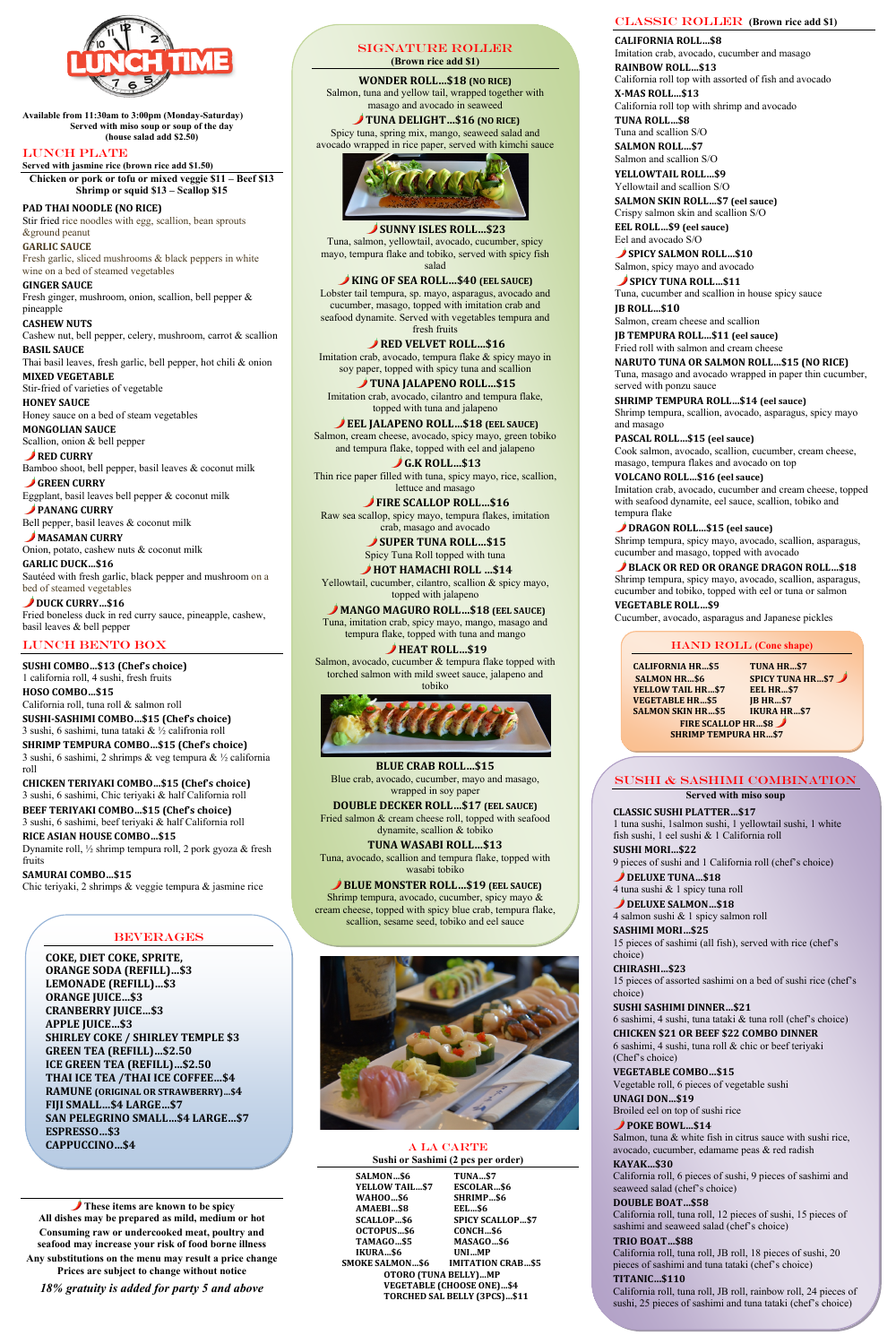LUNCH TIME

Available from 11:30am to 3:00pm (Monday-Saturday)
Served with miso soup or soup of the day
(house salad add $2.50)

## LUNCH PLATE

**Served with jasmine rice (brown rice add $1.50)**

**Chicken or pork or tofu or mixed veggie $11 – Beef $13**
**Shrimp or squid $13 – Scallop $15**

**PAD THAI NOODLE (NO RICE)**
Stir fried rice noodles with egg, scallion, bean sprouts &ground peanut

**GARLIC SAUCE**
Fresh garlic, sliced mushrooms & black peppers in white wine on a bed of steamed vegetables

**GINGER SAUCE**
Fresh ginger, mushroom, onion, scallion, bell pepper & pineapple

**CASHEW NUTS**
Cashew nut, bell pepper, celery, mushroom, carrot & scallion

**BASIL SAUCE**
Thai basil leaves, fresh garlic, bell pepper, hot chili & onion

**MIXED VEGETABLE**
Stir-fried of varieties of vegetable

**HONEY SAUCE**
Honey sauce on a bed of steam vegetables

**MONGOLIAN SAUCE**
Scallion, onion & bell pepper

**RED CURRY**
Bamboo shoot, bell pepper, basil leaves & coconut milk

**GREEN CURRY**
Eggplant, basil leaves bell pepper & coconut milk

**PANANG CURRY**
Bell pepper, basil leaves & coconut milk

**MASAMAN CURRY**
Onion, potato, cashew nuts & coconut milk

**GARLIC DUCK...$16**
Sautéed with fresh garlic, black pepper and mushroom on a bed of steamed vegetables

**DUCK CURRY...$16**
Fried boneless duck in red curry sauce, pineapple, cashew, basil leaves & bell pepper

## LUNCH BENTO BOX

**SUSHI COMBO...$13 (Chef's choice)**
1 california roll, 4 sushi, fresh fruits

**HOSO COMBO...$15**
California roll, tuna roll & salmon roll

**SUSHI-SASHIMI COMBO...$15 (Chef's choice)**
3 sushi, 6 sashimi, tuna tataki & ½ califronia roll

**SHRIMP TEMPURA COMBO...$15 (Chef's choice)**
3 sushi, 6 sashimi, 2 shrimps & veg tempura & ½ california roll

**CHICKEN TERIYAKI COMBO...$15 (Chef's choice)**
3 sushi, 6 sashimi, Chic teriyaki & half California roll

**BEEF TERIYAKI COMBO...$15 (Chef's choice)**
3 sushi, 6 sashimi, beef teriyaki & half California roll

**RICE ASIAN HOUSE COMBO...$15**
Dynamite roll, ½ shrimp tempura roll, 2 pork gyoza & fresh fruits

**SAMURAI COMBO...$15**
Chic teriyaki, 2 shrimps & veggie tempura & jasmine rice

## BEVERAGES

**COKE, DIET COKE, SPRITE,**
**ORANGE SODA (REFILL)...$3**
**LEMONADE (REFILL)...$3**
**ORANGE JUICE...$3**
**CRANBERRY JUICE...$3**
**APPLE JUICE...$3**
**SHIRLEY COKE / SHIRLEY TEMPLE $3**
**GREEN TEA (REFILL)...$2.50**
**ICE GREEN TEA (REFILL)...$2.50**
**THAI ICE TEA /THAI ICE COFFEE...$4**
**RAMUNE (ORIGINAL OR STRAWBERRY)...$4**
**FIJI SMALL...$4 LARGE...$7**
**SAN PELEGRINO SMALL...$4 LARGE...$7**
**ESPRESSO...$3**
**CAPPUCCINO...$4**

**These items are known to be spicy**
**All dishes may be prepared as mild, medium or hot**
**Consuming raw or undercooked meat, poultry and seafood may increase your risk of food borne illness**
**Any substitutions on the menu may result a price change**
**Prices are subject to change without notice**

***18% gratuity is added for party 5 and above***

## SIGNATURE ROLLER

**(Brown rice add $1)**

**WONDER ROLL...$18 (NO RICE)**
Salmon, tuna and yellow tail, wrapped together with masago and avocado in seaweed

**TUNA DELIGHT...$16 (NO RICE)**
Spicy tuna, spring mix, mango, seaweed salad and avocado wrapped in rice paper, served with kimchi sauce

**SUNNY ISLES ROLL...$23**
Tuna, salmon, yellowtail, avocado, cucumber, spicy mayo, tempura flake and tobiko, served with spicy fish salad

**KING OF SEA ROLL...$40 (EEL SAUCE)**
Lobster tail tempura, sp. mayo, asparagus, avocado and cucumber, masago, topped with imitation crab and seafood dynamite. Served with vegetables tempura and fresh fruits

**RED VELVET ROLL...$16**
Imitation crab, avocado, tempura flake & spicy mayo in soy paper, topped with spicy tuna and scallion

**TUNA JALAPENO ROLL...$15**
Imitation crab, avocado, cilantro and tempura flake, topped with tuna and jalapeno

**EEL JALAPENO ROLL...$18 (EEL SAUCE)**
Salmon, cream cheese, avocado, spicy mayo, green tobiko and tempura flake, topped with eel and jalapeno

**G.K ROLL...$13**
Thin rice paper filled with tuna, spicy mayo, rice, scallion, lettuce and masago

**FIRE SCALLOP ROLL...$16**
Raw sea scallop, spicy mayo, tempura flakes, imitation crab, masago and avocado

**SUPER TUNA ROLL...$15**
Spicy Tuna Roll topped with tuna

**HOT HAMACHI ROLL ...$14**
Yellowtail, cucumber, cilantro, scallion & spicy mayo, topped with jalapeno

**MANGO MAGURO ROLL...$18 (EEL SAUCE)**
Tuna, imitation crab, spicy mayo, mango, masago and tempura flake, topped with tuna and mango

**HEAT ROLL...$19**
Salmon, avocado, cucumber & tempura flake topped with torched salmon with mild sweet sauce, jalapeno and tobiko

**BLUE CRAB ROLL...$15**
Blue crab, avocado, cucumber, mayo and masago, wrapped in soy paper

**DOUBLE DECKER ROLL...$17 (EEL SAUCE)**
Fried salmon & cream cheese roll, topped with seafood dynamite, scallion & tobiko

**TUNA WASABI ROLL...$13**
Tuna, avocado, scallion and tempura flake, topped with wasabi tobiko

**BLUE MONSTER ROLL...$19 (EEL SAUCE)**
Shrimp tempura, avocado, cucumber, spicy mayo & cream cheese, topped with spicy blue crab, tempura flake, scallion, sesame seed, tobiko and eel sauce

## A LA CARTE

**Sushi or Sashimi (2 pcs per order)**

| | |
|---|---|
| SALMON...$6 | TUNA...$7 |
| YELLOW TAIL...$7 | ESCOLAR...$6 |
| WAHOO...$6 | SHRIMP...$6 |
| AMAEBI...$8 | EEL...$6 |
| SCALLOP...$6 | SPICY SCALLOP...$7 |
| OCTOPUS...$6 | CONCH...$6 |
| TAMAGO...$5 | MASAGO...$6 |
| IKURA...$6 | UNI...MP |
| SMOKE SALMON...$6 | IMITATION CRAB...$5 |

**OTORO (TUNA BELLY)...MP**
**VEGETABLE (CHOOSE ONE)...$4**
**TORCHED SAL BELLY (3PCS)...$11**

## CLASSIC ROLLER (Brown rice add $1)

**CALIFORNIA ROLL...$8**
Imitation crab, avocado, cucumber and masago

**RAINBOW ROLL...$13**
California roll top with assorted of fish and avocado

**X-MAS ROLL...$13**
California roll top with shrimp and avocado

**TUNA ROLL...$8**
Tuna and scallion S/O

**SALMON ROLL...$7**
Salmon and scallion S/O

**YELLOWTAIL ROLL...$9**
Yellowtail and scallion S/O

**SALMON SKIN ROLL...$7 (eel sauce)**
Crispy salmon skin and scallion S/O

**EEL ROLL...$9 (eel sauce)**
Eel and avocado S/O

**SPICY SALMON ROLL...$10**
Salmon, spicy mayo and avocado

**SPICY TUNA ROLL...$11**
Tuna, cucumber and scallion in house spicy sauce

**JB ROLL...$10**
Salmon, cream cheese and scallion

**JB TEMPURA ROLL...$11 (eel sauce)**
Fried roll with salmon and cream cheese

**NARUTO TUNA OR SALMON ROLL...$15 (NO RICE)**
Tuna, masago and avocado wrapped in paper thin cucumber, served with ponzu sauce

**SHRIMP TEMPURA ROLL...$14 (eel sauce)**
Shrimp tempura, scallion, avocado, asparagus, spicy mayo and masago

**PASCAL ROLL...$15 (eel sauce)**
Cook salmon, avocado, scallion, cucumber, cream cheese, masago, tempura flakes and avocado on top

**VOLCANO ROLL...$16 (eel sauce)**
Imitation crab, avocado, cucumber and cream cheese, topped with seafood dynamite, eel sauce, scallion, tobiko and tempura flake

**DRAGON ROLL...$15 (eel sauce)**
Shrimp tempura, spicy mayo, avocado, scallion, asparagus, cucumber and masago, topped with avocado

**BLACK OR RED OR ORANGE DRAGON ROLL...$18**
Shrimp tempura, spicy mayo, avocado, scallion, asparagus, cucumber and tobiko, topped with eel or tuna or salmon

**VEGETABLE ROLL...$9**
Cucumber, avocado, asparagus and Japanese pickles

## HAND ROLL (Cone shape)

| | |
|---|---|
| CALIFORNIA HR...$5 | TUNA HR...$7 |
| SALMON HR...$6 | SPICY TUNA HR...$7 |
| YELLOW TAIL HR...$7 | EEL HR...$7 |
| VEGETABLE HR...$5 | JB HR...$7 |
| SALMON SKIN HR...$5 | IKURA HR...$7 |

**FIRE SCALLOP HR...$8**
**SHRIMP TEMPURA HR...$7**

## SUSHI & SASHIMI COMBINATION

**Served with miso soup**

**CLASSIC SUSHI PLATTER...$17**
1 tuna sushi, 1salmon sushi, 1 yellowtail sushi, 1 white fish sushi, 1 eel sushi & 1 California roll

**SUSHI MORI...$22**
9 pieces of sushi and 1 California roll (chef's choice)

**DELUXE TUNA...$18**
4 tuna sushi & 1 spicy tuna roll

**DELUXE SALMON...$18**
4 salmon sushi & 1 spicy salmon roll

**SASHIMI MORI...$25**
15 pieces of sashimi (all fish), served with rice (chef's choice)

**CHIRASHI...$23**
15 pieces of assorted sashimi on a bed of sushi rice (chef's choice)

**SUSHI SASHIMI DINNER...$21**
6 sashimi, 4 sushi, tuna tataki & tuna roll (chef's choice)

**CHICKEN $21 OR BEEF $22 COMBO DINNER**
6 sashimi, 4 sushi, tuna roll & chic or beef teriyaki (Chef's choice)

**VEGETABLE COMBO...$15**
Vegetable roll, 6 pieces of vegetable sushi

**UNAGI DON...$19**
Broiled eel on top of sushi rice

**POKE BOWL...$14**
Salmon, tuna & white fish in citrus sauce with sushi rice, avocado, cucumber, edamame peas & red radish

**KAYAK...$30**
California roll, 6 pieces of sushi, 9 pieces of sashimi and seaweed salad (chef's choice)

**DOUBLE BOAT...$58**
California roll, tuna roll, 12 pieces of sushi, 15 pieces of sashimi and seaweed salad (chef's choice)

**TRIO BOAT...$88**
California roll, tuna roll, JB roll, 18 pieces of sushi, 20 pieces of sashimi and tuna tataki (chef's choice)

**TITANIC...$110**
California roll, tuna roll, JB roll, rainbow roll, 24 pieces of sushi, 25 pieces of sashimi and tuna tataki (chef's choice)